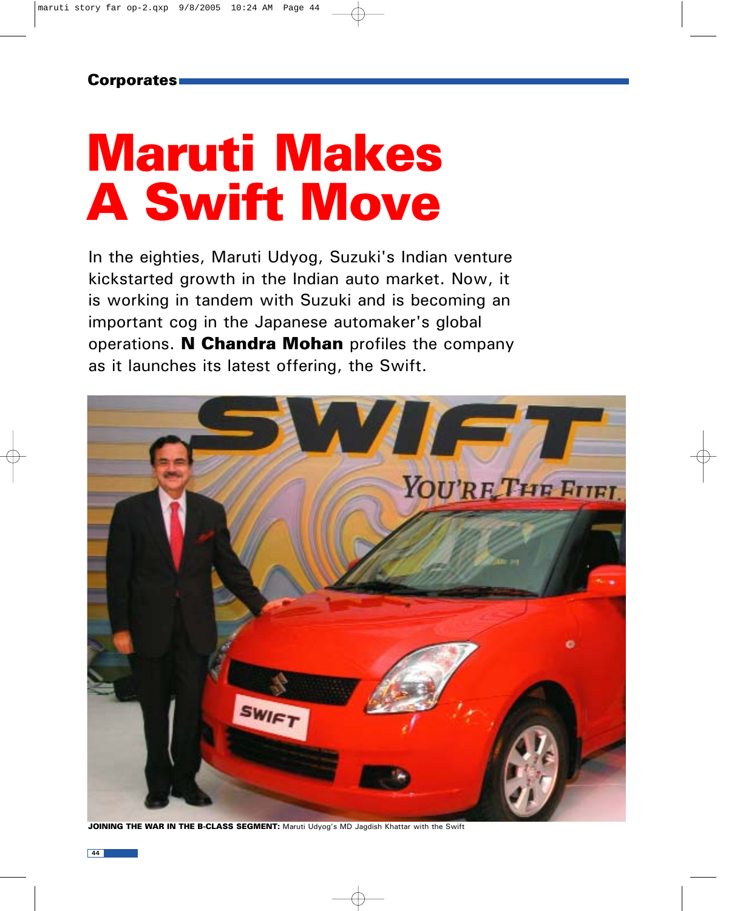Corporates

# Maruti Makes A Swift Move

In the eighties, Maruti Udyog, Suzuki's Indian venture kickstarted growth in the Indian auto market. Now, it is working in tandem with Suzuki and is becoming an important cog in the Japanese automaker's global operations. **N Chandra Mohan** profiles the company as it launches its latest offering, the Swift.

**JOINING THE WAR IN THE B-CLASS SEGMENT:** Maruti Udyog's MD Jagdish Khattar with the Swift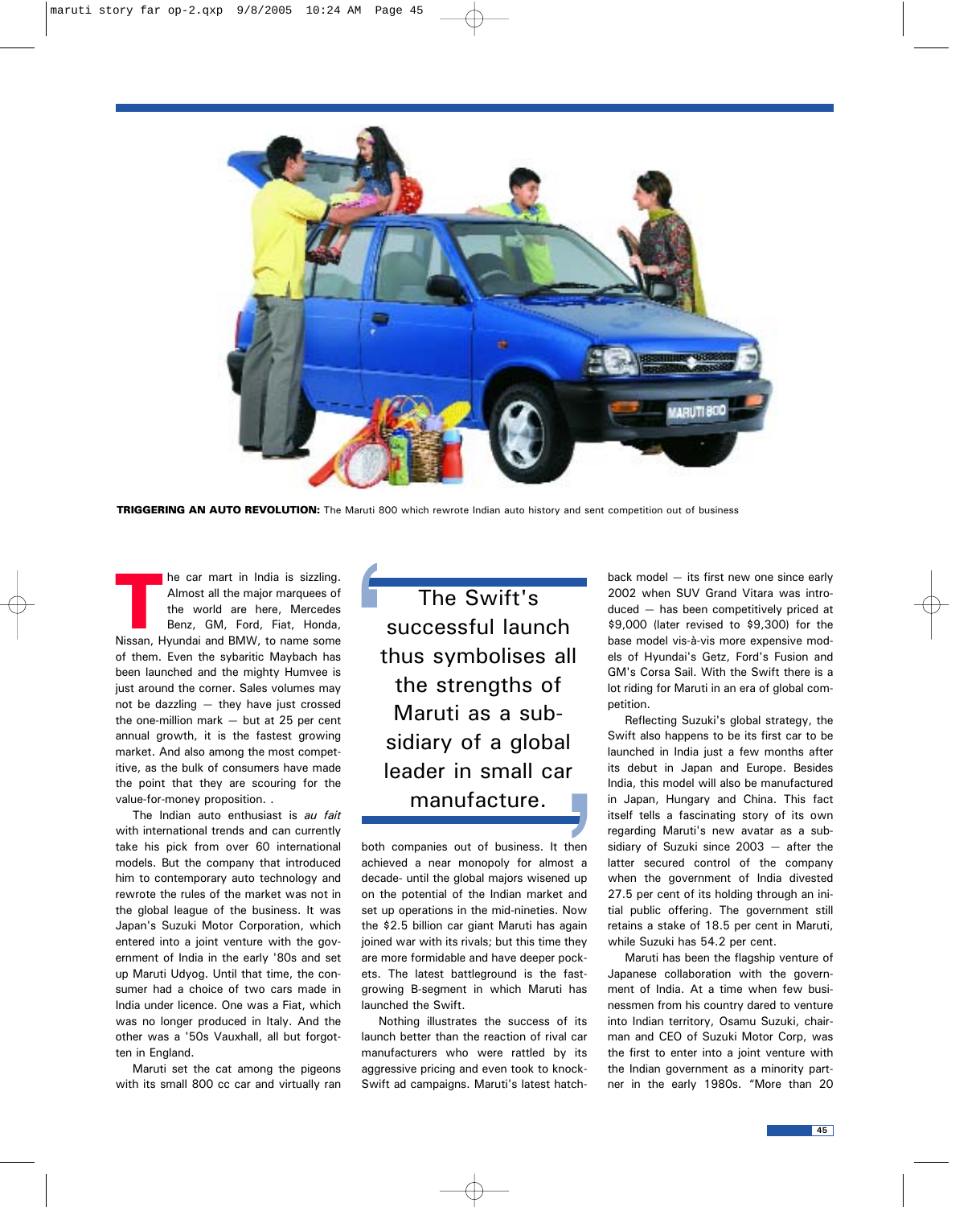**TRIGGERING AN AUTO REVOLUTION:** The Maruti 800 which rewrote Indian auto history and sent competition out of business

The car mart in India is sizzling. Almost all the major marquees of the world are here, Mercedes Benz, GM, Ford, Fiat, Honda, Nissan, Hyundai and BMW, to name some of them. Even the sybaritic Maybach has been launched and the mighty Humvee is just around the corner. Sales volumes may not be dazzling — they have just crossed the one-million mark — but at 25 per cent annual growth, it is the fastest growing market. And also among the most competitive, as the bulk of consumers have made the point that they are scouring for the value-for-money proposition. .

The Indian auto enthusiast is *au fait* with international trends and can currently take his pick from over 60 international models. But the company that introduced him to contemporary auto technology and rewrote the rules of the market was not in the global league of the business. It was Japan's Suzuki Motor Corporation, which entered into a joint venture with the government of India in the early '80s and set up Maruti Udyog. Until that time, the consumer had a choice of two cars made in India under licence. One was a Fiat, which was no longer produced in Italy. And the other was a '50s Vauxhall, all but forgotten in England.

Maruti set the cat among the pigeons with its small 800 cc car and virtually ran both companies out of business. It then achieved a near monopoly for almost a decade- until the global majors wisened up on the potential of the Indian market and set up operations in the mid-nineties. Now the $2.5 billion car giant Maruti has again joined war with its rivals; but this time they are more formidable and have deeper pockets. The latest battleground is the fast-growing B-segment in which Maruti has launched the Swift.

> The Swift's successful launch thus symbolises all the strengths of Maruti as a subsidiary of a global leader in small car manufacture.

Nothing illustrates the success of its launch better than the reaction of rival car manufacturers who were rattled by its aggressive pricing and even took to knock-Swift ad campaigns. Maruti's latest hatchback model — its first new one since early 2002 when SUV Grand Vitara was introduced — has been competitively priced at $9,000 (later revised to $9,300) for the base model vis-à-vis more expensive models of Hyundai's Getz, Ford's Fusion and GM's Corsa Sail. With the Swift there is a lot riding for Maruti in an era of global competition.

Reflecting Suzuki's global strategy, the Swift also happens to be its first car to be launched in India just a few months after its debut in Japan and Europe. Besides India, this model will also be manufactured in Japan, Hungary and China. This fact itself tells a fascinating story of its own regarding Maruti's new avatar as a subsidiary of Suzuki since 2003 — after the latter secured control of the company when the government of India divested 27.5 per cent of its holding through an initial public offering. The government still retains a stake of 18.5 per cent in Maruti, while Suzuki has 54.2 per cent.

Maruti has been the flagship venture of Japanese collaboration with the government of India. At a time when few businessmen from his country dared to venture into Indian territory, Osamu Suzuki, chairman and CEO of Suzuki Motor Corp, was the first to enter into a joint venture with the Indian government as a minority partner in the early 1980s. "More than 20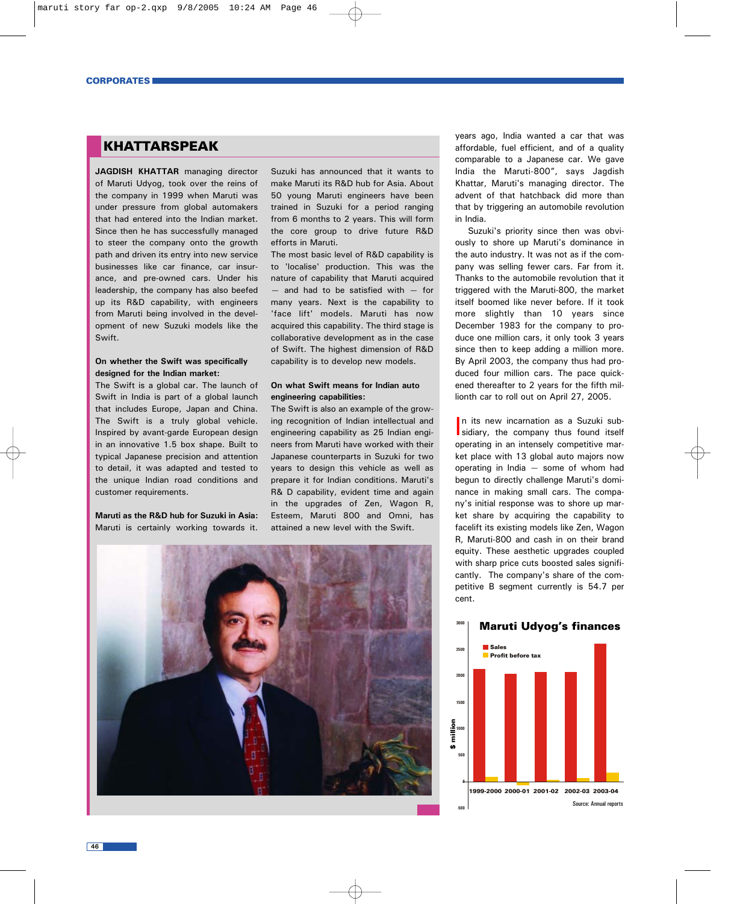CORPORATES

## KHATTARSPEAK

**JAGDISH KHATTAR** managing director of Maruti Udyog, took over the reins of the company in 1999 when Maruti was under pressure from global automakers that had entered into the Indian market. Since then he has successfully managed to steer the company onto the growth path and driven its entry into new service businesses like car finance, car insurance, and pre-owned cars. Under his leadership, the company has also beefed up its R&D capability, with engineers from Maruti being involved in the development of new Suzuki models like the Swift.

**On whether the Swift was specifically designed for the Indian market:**
The Swift is a global car. The launch of Swift in India is part of a global launch that includes Europe, Japan and China. The Swift is a truly global vehicle. Inspired by avant-garde European design in an innovative 1.5 box shape. Built to typical Japanese precision and attention to detail, it was adapted and tested to the unique Indian road conditions and customer requirements.

**Maruti as the R&D hub for Suzuki in Asia:**
Maruti is certainly working towards it. Suzuki has announced that it wants to make Maruti its R&D hub for Asia. About 50 young Maruti engineers have been trained in Suzuki for a period ranging from 6 months to 2 years. This will form the core group to drive future R&D efforts in Maruti.

The most basic level of R&D capability is to 'localise' production. This was the nature of capability that Maruti acquired — and had to be satisfied with — for many years. Next is the capability to 'face lift' models. Maruti has now acquired this capability. The third stage is collaborative development as in the case of Swift. The highest dimension of R&D capability is to develop new models.

**On what Swift means for Indian auto engineering capabilities:**
The Swift is also an example of the growing recognition of Indian intellectual and engineering capability as 25 Indian engineers from Maruti have worked with their Japanese counterparts in Suzuki for two years to design this vehicle as well as prepare it for Indian conditions. Maruti's R& D capability, evident time and again in the upgrades of Zen, Wagon R, Esteem, Maruti 800 and Omni, has attained a new level with the Swift.

years ago, India wanted a car that was affordable, fuel efficient, and of a quality comparable to a Japanese car. We gave India the Maruti-800", says Jagdish Khattar, Maruti's managing director. The advent of that hatchback did more than that by triggering an automobile revolution in India.

Suzuki's priority since then was obviously to shore up Maruti's dominance in the auto industry. It was not as if the company was selling fewer cars. Far from it. Thanks to the automobile revolution that it triggered with the Maruti-800, the market itself boomed like never before. If it took more slightly than 10 years since December 1983 for the company to produce one million cars, it only took 3 years since then to keep adding a million more. By April 2003, the company thus had produced four million cars. The pace quickened thereafter to 2 years for the fifth millionth car to roll out on April 27, 2005.

In its new incarnation as a Suzuki subsidiary, the company thus found itself operating in an intensely competitive market place with 13 global auto majors now operating in India — some of whom had begun to directly challenge Maruti's dominance in making small cars. The company's initial response was to shore up market share by acquiring the capability to facelift its existing models like Zen, Wagon R, Maruti-800 and cash in on their brand equity. These aesthetic upgrades coupled with sharp price cuts boosted sales significantly. The company's share of the competitive B segment currently is 54.7 per cent.

**Maruti Udyog's finances**

Sales / Profit before tax ($ million)

1999-2000 2000-01 2001-02 2002-03 2003-04

Source: Annual reports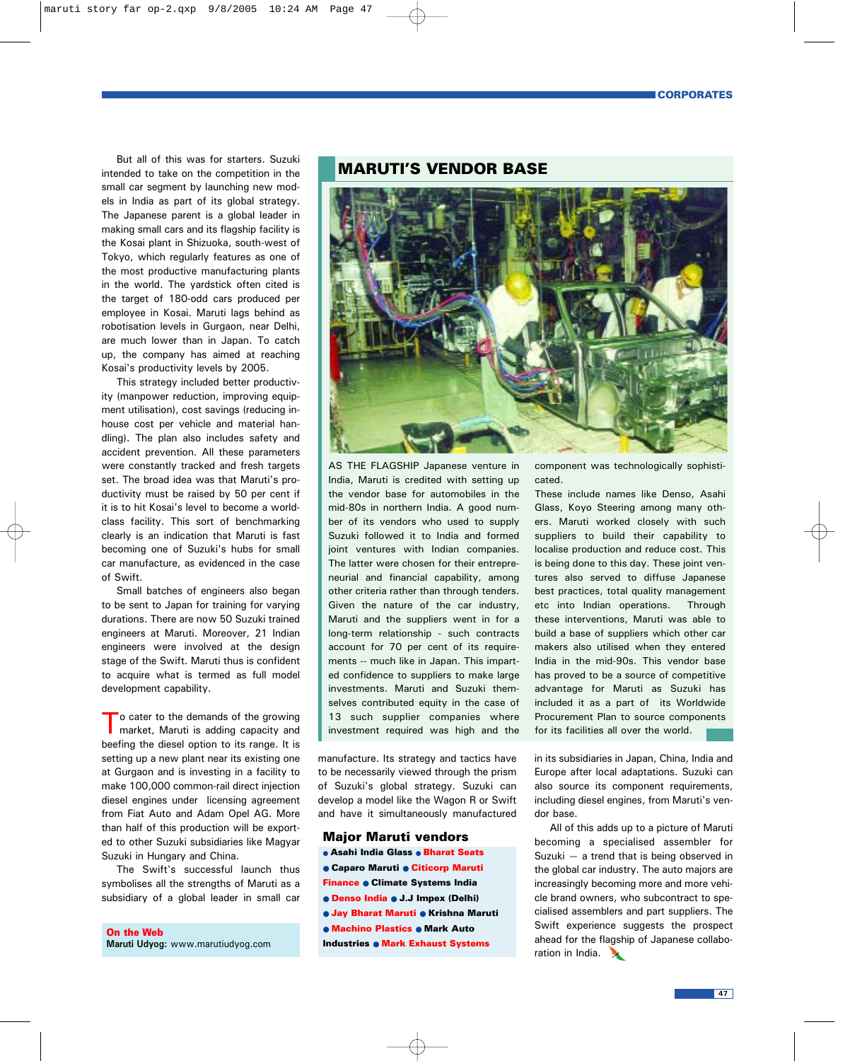But all of this was for starters. Suzuki intended to take on the competition in the small car segment by launching new models in India as part of its global strategy. The Japanese parent is a global leader in making small cars and its flagship facility is the Kosai plant in Shizuoka, south-west of Tokyo, which regularly features as one of the most productive manufacturing plants in the world. The yardstick often cited is the target of 180-odd cars produced per employee in Kosai. Maruti lags behind as robotisation levels in Gurgaon, near Delhi, are much lower than in Japan. To catch up, the company has aimed at reaching Kosai's productivity levels by 2005.

This strategy included better productivity (manpower reduction, improving equipment utilisation), cost savings (reducing in-house cost per vehicle and material handling). The plan also includes safety and accident prevention. All these parameters were constantly tracked and fresh targets set. The broad idea was that Maruti's productivity must be raised by 50 per cent if it is to hit Kosai's level to become a world-class facility. This sort of benchmarking clearly is an indication that Maruti is fast becoming one of Suzuki's hubs for small car manufacture, as evidenced in the case of Swift.

Small batches of engineers also began to be sent to Japan for training for varying durations. There are now 50 Suzuki trained engineers at Maruti. Moreover, 21 Indian engineers were involved at the design stage of the Swift. Maruti thus is confident to acquire what is termed as full model development capability.

To cater to the demands of the growing market, Maruti is adding capacity and beefing the diesel option to its range. It is setting up a new plant near its existing one at Gurgaon and is investing in a facility to make 100,000 common-rail direct injection diesel engines under licensing agreement from Fiat Auto and Adam Opel AG. More than half of this production will be exported to other Suzuki subsidiaries like Magyar Suzuki in Hungary and China.

The Swift's successful launch thus symbolises all the strengths of Maruti as a subsidiary of a global leader in small car manufacture. Its strategy and tactics have to be necessarily viewed through the prism of Suzuki's global strategy. Suzuki can develop a model like the Wagon R or Swift and have it simultaneously manufactured in its subsidiaries in Japan, China, India and Europe after local adaptations. Suzuki can also source its component requirements, including diesel engines, from Maruti's vendor base.

All of this adds up to a picture of Maruti becoming a specialised assembler for Suzuki — a trend that is being observed in the global car industry. The auto majors are increasingly becoming more and more vehicle brand owners, who subcontract to specialised assemblers and part suppliers. The Swift experience suggests the prospect ahead for the flagship of Japanese collaboration in India.

**On the Web**
**Maruti Udyog:** www.marutiudyog.com

## MARUTI'S VENDOR BASE

AS THE FLAGSHIP Japanese venture in India, Maruti is credited with setting up the vendor base for automobiles in the mid-80s in northern India. A good number of its vendors who used to supply Suzuki followed it to India and formed joint ventures with Indian companies. The latter were chosen for their entrepreneurial and financial capability, among other criteria rather than through tenders. Given the nature of the car industry, Maruti and the suppliers went in for a long-term relationship - such contracts account for 70 per cent of its requirements -- much like in Japan. This imparted confidence to suppliers to make large investments. Maruti and Suzuki themselves contributed equity in the case of 13 such supplier companies where investment required was high and the component was technologically sophisticated.

These include names like Denso, Asahi Glass, Koyo Steering among many others. Maruti worked closely with such suppliers to build their capability to localise production and reduce cost. This is being done to this day. These joint ventures also served to diffuse Japanese best practices, total quality management etc into Indian operations. Through these interventions, Maruti was able to build a base of suppliers which other car makers also utilised when they entered India in the mid-90s. This vendor base has proved to be a source of competitive advantage for Maruti as Suzuki has included it as a part of its Worldwide Procurement Plan to source components for its facilities all over the world.

### Major Maruti vendors

● Asahi India Glass ● Bharat Seats ● Caparo Maruti ● Citicorp Maruti Finance ● Climate Systems India ● Denso India ● J.J Impex (Delhi) ● Jay Bharat Maruti ● Krishna Maruti ● Machino Plastics ● Mark Auto Industries ● Mark Exhaust Systems